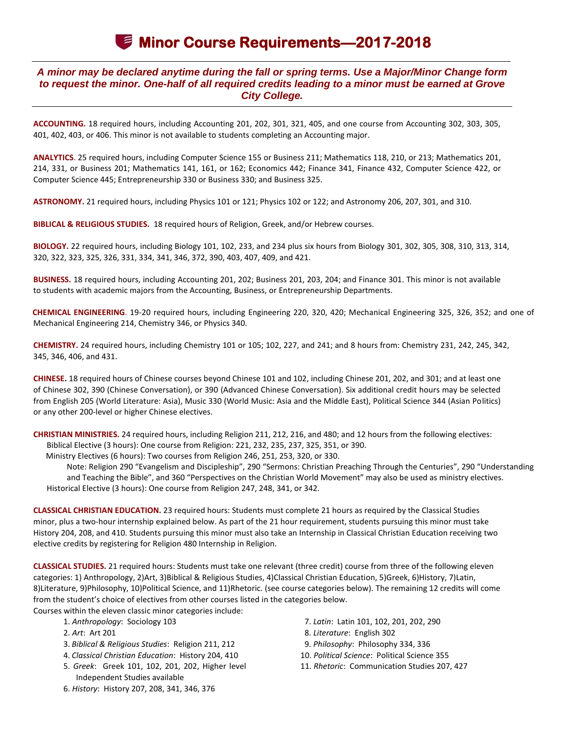# Minor Course Requirements—2017-2018

***A minor may be declared anytime during the fall or spring terms. Use a Major/Minor Change form to request the minor. One-half of all required credits leading to a minor must be earned at Grove City College.***

**ACCOUNTING.** 18 required hours, including Accounting 201, 202, 301, 321, 405, and one course from Accounting 302, 303, 305, 401, 402, 403, or 406. This minor is not available to students completing an Accounting major.

**ANALYTICS**. 25 required hours, including Computer Science 155 or Business 211; Mathematics 118, 210, or 213; Mathematics 201, 214, 331, or Business 201; Mathematics 141, 161, or 162; Economics 442; Finance 341, Finance 432, Computer Science 422, or Computer Science 445; Entrepreneurship 330 or Business 330; and Business 325.

**ASTRONOMY.** 21 required hours, including Physics 101 or 121; Physics 102 or 122; and Astronomy 206, 207, 301, and 310.

**BIBLICAL & RELIGIOUS STUDIES.** 18 required hours of Religion, Greek, and/or Hebrew courses.

**BIOLOGY.** 22 required hours, including Biology 101, 102, 233, and 234 plus six hours from Biology 301, 302, 305, 308, 310, 313, 314, 320, 322, 323, 325, 326, 331, 334, 341, 346, 372, 390, 403, 407, 409, and 421.

**BUSINESS.** 18 required hours, including Accounting 201, 202; Business 201, 203, 204; and Finance 301. This minor is not available to students with academic majors from the Accounting, Business, or Entrepreneurship Departments.

**CHEMICAL ENGINEERING**. 19-20 required hours, including Engineering 220, 320, 420; Mechanical Engineering 325, 326, 352; and one of Mechanical Engineering 214, Chemistry 346, or Physics 340.

**CHEMISTRY.** 24 required hours, including Chemistry 101 or 105; 102, 227, and 241; and 8 hours from: Chemistry 231, 242, 245, 342, 345, 346, 406, and 431.

**CHINESE.** 18 required hours of Chinese courses beyond Chinese 101 and 102, including Chinese 201, 202, and 301; and at least one of Chinese 302, 390 (Chinese Conversation), or 390 (Advanced Chinese Conversation). Six additional credit hours may be selected from English 205 (World Literature: Asia), Music 330 (World Music: Asia and the Middle East), Political Science 344 (Asian Politics) or any other 200-level or higher Chinese electives.

**CHRISTIAN MINISTRIES.** 24 required hours, including Religion 211, 212, 216, and 480; and 12 hours from the following electives:

- Biblical Elective (3 hours): One course from Religion: 221, 232, 235, 237, 325, 351, or 390.
- Ministry Electives (6 hours): Two courses from Religion 246, 251, 253, 320, or 330.
  - Note: Religion 290 "Evangelism and Discipleship", 290 "Sermons: Christian Preaching Through the Centuries", 290 "Understanding and Teaching the Bible", and 360 "Perspectives on the Christian World Movement" may also be used as ministry electives.
- Historical Elective (3 hours): One course from Religion 247, 248, 341, or 342.

**CLASSICAL CHRISTIAN EDUCATION.** 23 required hours: Students must complete 21 hours as required by the Classical Studies minor, plus a two-hour internship explained below. As part of the 21 hour requirement, students pursuing this minor must take History 204, 208, and 410. Students pursuing this minor must also take an Internship in Classical Christian Education receiving two elective credits by registering for Religion 480 Internship in Religion.

**CLASSICAL STUDIES.** 21 required hours: Students must take one relevant (three credit) course from three of the following eleven categories: 1) Anthropology, 2)Art, 3)Biblical & Religious Studies, 4)Classical Christian Education, 5)Greek, 6)History, 7)Latin, 8)Literature, 9)Philosophy, 10)Political Science, and 11)Rhetoric. (see course categories below). The remaining 12 credits will come from the student's choice of electives from other courses listed in the categories below.

Courses within the eleven classic minor categories include:

1. *Anthropology*: Sociology 103
2. *Art*: Art 201
3. *Biblical & Religious Studies*: Religion 211, 212
4. *Classical Christian Education*: History 204, 410
5. *Greek*: Greek 101, 102, 201, 202, Higher level Independent Studies available
6. *History*: History 207, 208, 341, 346, 376
7. *Latin*: Latin 101, 102, 201, 202, 290
8. *Literature*: English 302
9. *Philosophy*: Philosophy 334, 336
10. *Political Science*: Political Science 355
11. *Rhetoric*: Communication Studies 207, 427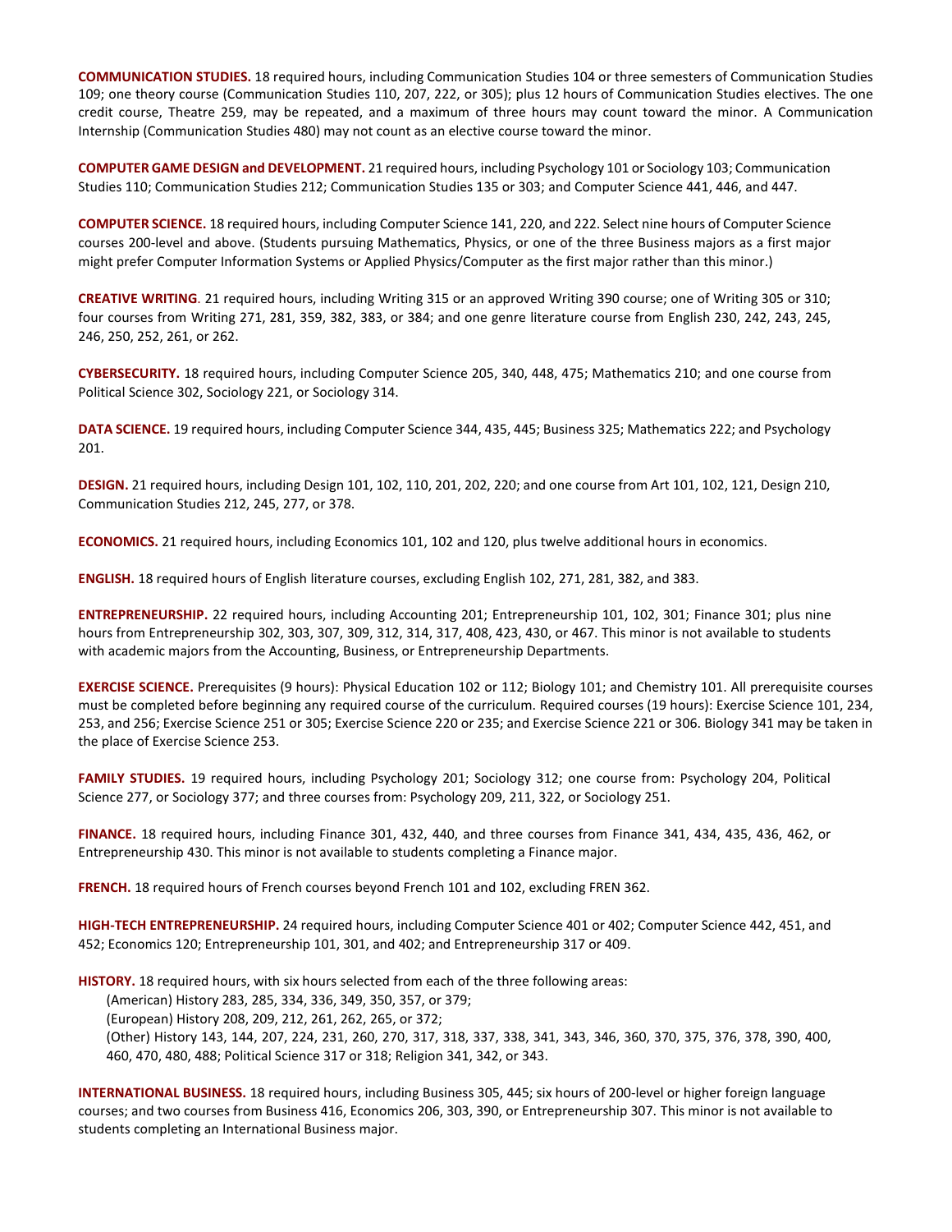**COMMUNICATION STUDIES.** 18 required hours, including Communication Studies 104 or three semesters of Communication Studies 109; one theory course (Communication Studies 110, 207, 222, or 305); plus 12 hours of Communication Studies electives. The one credit course, Theatre 259, may be repeated, and a maximum of three hours may count toward the minor. A Communication Internship (Communication Studies 480) may not count as an elective course toward the minor.

**COMPUTER GAME DESIGN and DEVELOPMENT.** 21 required hours, including Psychology 101 or Sociology 103; Communication Studies 110; Communication Studies 212; Communication Studies 135 or 303; and Computer Science 441, 446, and 447.

**COMPUTER SCIENCE.** 18 required hours, including Computer Science 141, 220, and 222. Select nine hours of Computer Science courses 200-level and above. (Students pursuing Mathematics, Physics, or one of the three Business majors as a first major might prefer Computer Information Systems or Applied Physics/Computer as the first major rather than this minor.)

**CREATIVE WRITING**. 21 required hours, including Writing 315 or an approved Writing 390 course; one of Writing 305 or 310; four courses from Writing 271, 281, 359, 382, 383, or 384; and one genre literature course from English 230, 242, 243, 245, 246, 250, 252, 261, or 262.

**CYBERSECURITY.** 18 required hours, including Computer Science 205, 340, 448, 475; Mathematics 210; and one course from Political Science 302, Sociology 221, or Sociology 314.

**DATA SCIENCE.** 19 required hours, including Computer Science 344, 435, 445; Business 325; Mathematics 222; and Psychology 201.

**DESIGN.** 21 required hours, including Design 101, 102, 110, 201, 202, 220; and one course from Art 101, 102, 121, Design 210, Communication Studies 212, 245, 277, or 378.

**ECONOMICS.** 21 required hours, including Economics 101, 102 and 120, plus twelve additional hours in economics.

**ENGLISH.** 18 required hours of English literature courses, excluding English 102, 271, 281, 382, and 383.

**ENTREPRENEURSHIP.** 22 required hours, including Accounting 201; Entrepreneurship 101, 102, 301; Finance 301; plus nine hours from Entrepreneurship 302, 303, 307, 309, 312, 314, 317, 408, 423, 430, or 467. This minor is not available to students with academic majors from the Accounting, Business, or Entrepreneurship Departments.

**EXERCISE SCIENCE.** Prerequisites (9 hours): Physical Education 102 or 112; Biology 101; and Chemistry 101. All prerequisite courses must be completed before beginning any required course of the curriculum. Required courses (19 hours): Exercise Science 101, 234, 253, and 256; Exercise Science 251 or 305; Exercise Science 220 or 235; and Exercise Science 221 or 306. Biology 341 may be taken in the place of Exercise Science 253.

**FAMILY STUDIES.** 19 required hours, including Psychology 201; Sociology 312; one course from: Psychology 204, Political Science 277, or Sociology 377; and three courses from: Psychology 209, 211, 322, or Sociology 251.

**FINANCE.** 18 required hours, including Finance 301, 432, 440, and three courses from Finance 341, 434, 435, 436, 462, or Entrepreneurship 430. This minor is not available to students completing a Finance major.

**FRENCH.** 18 required hours of French courses beyond French 101 and 102, excluding FREN 362.

**HIGH-TECH ENTREPRENEURSHIP.** 24 required hours, including Computer Science 401 or 402; Computer Science 442, 451, and 452; Economics 120; Entrepreneurship 101, 301, and 402; and Entrepreneurship 317 or 409.

**HISTORY.** 18 required hours, with six hours selected from each of the three following areas:
(American) History 283, 285, 334, 336, 349, 350, 357, or 379;
(European) History 208, 209, 212, 261, 262, 265, or 372;
(Other) History 143, 144, 207, 224, 231, 260, 270, 317, 318, 337, 338, 341, 343, 346, 360, 370, 375, 376, 378, 390, 400, 460, 470, 480, 488; Political Science 317 or 318; Religion 341, 342, or 343.

**INTERNATIONAL BUSINESS.** 18 required hours, including Business 305, 445; six hours of 200-level or higher foreign language courses; and two courses from Business 416, Economics 206, 303, 390, or Entrepreneurship 307. This minor is not available to students completing an International Business major.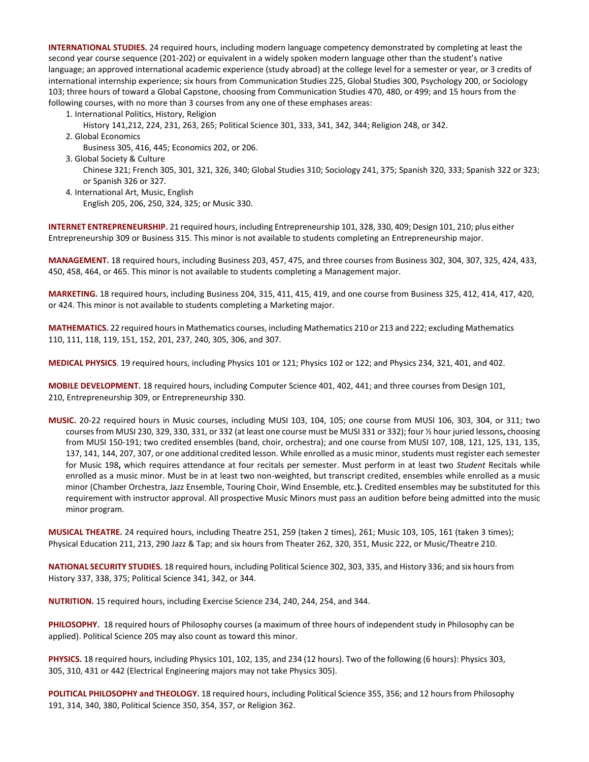**INTERNATIONAL STUDIES.** 24 required hours, including modern language competency demonstrated by completing at least the second year course sequence (201-202) or equivalent in a widely spoken modern language other than the student's native language; an approved international academic experience (study abroad) at the college level for a semester or year, or 3 credits of international internship experience; six hours from Communication Studies 225, Global Studies 300, Psychology 200, or Sociology 103; three hours of toward a Global Capstone, choosing from Communication Studies 470, 480, or 499; and 15 hours from the following courses, with no more than 3 courses from any one of these emphases areas:

1. International Politics, History, Religion
   History 141,212, 224, 231, 263, 265; Political Science 301, 333, 341, 342, 344; Religion 248, or 342.
2. Global Economics
   Business 305, 416, 445; Economics 202, or 206.
3. Global Society & Culture
   Chinese 321; French 305, 301, 321, 326, 340; Global Studies 310; Sociology 241, 375; Spanish 320, 333; Spanish 322 or 323; or Spanish 326 or 327.
4. International Art, Music, English
   English 205, 206, 250, 324, 325; or Music 330.

**INTERNET ENTREPRENEURSHIP.** 21 required hours, including Entrepreneurship 101, 328, 330, 409; Design 101, 210; plus either Entrepreneurship 309 or Business 315. This minor is not available to students completing an Entrepreneurship major.

**MANAGEMENT.** 18 required hours, including Business 203, 457, 475, and three courses from Business 302, 304, 307, 325, 424, 433, 450, 458, 464, or 465. This minor is not available to students completing a Management major.

**MARKETING.** 18 required hours, including Business 204, 315, 411, 415, 419, and one course from Business 325, 412, 414, 417, 420, or 424. This minor is not available to students completing a Marketing major.

**MATHEMATICS.** 22 required hours in Mathematics courses, including Mathematics 210 or 213 and 222; excluding Mathematics 110, 111, 118, 119, 151, 152, 201, 237, 240, 305, 306, and 307.

**MEDICAL PHYSICS**. 19 required hours, including Physics 101 or 121; Physics 102 or 122; and Physics 234, 321, 401, and 402.

**MOBILE DEVELOPMENT.** 18 required hours, including Computer Science 401, 402, 441; and three courses from Design 101, 210, Entrepreneurship 309, or Entrepreneurship 330.

**MUSIC.** 20-22 required hours in Music courses, including MUSI 103, 104, 105; one course from MUSI 106, 303, 304, or 311; two courses from MUSI 230, 329, 330, 331, or 332 (at least one course must be MUSI 331 or 332); four ½ hour juried lessons**,** choosing from MUSI 150-191; two credited ensembles (band, choir, orchestra); and one course from MUSI 107, 108, 121, 125, 131, 135, 137, 141, 144, 207, 307, or one additional credited lesson. While enrolled as a music minor, students must register each semester for Music 198**,** which requires attendance at four recitals per semester. Must perform in at least two *Student* Recitals while enrolled as a music minor. Must be in at least two non-weighted, but transcript credited, ensembles while enrolled as a music minor (Chamber Orchestra, Jazz Ensemble, Touring Choir, Wind Ensemble, etc.**).** Credited ensembles may be substituted for this requirement with instructor approval. All prospective Music Minors must pass an audition before being admitted into the music minor program.

**MUSICAL THEATRE.** 24 required hours, including Theatre 251, 259 (taken 2 times), 261; Music 103, 105, 161 (taken 3 times); Physical Education 211, 213, 290 Jazz & Tap; and six hours from Theater 262, 320, 351, Music 222, or Music/Theatre 210.

**NATIONAL SECURITY STUDIES.** 18 required hours, including Political Science 302, 303, 335, and History 336; and six hours from History 337, 338, 375; Political Science 341, 342, or 344.

**NUTRITION.** 15 required hours, including Exercise Science 234, 240, 244, 254, and 344.

**PHILOSOPHY.** 18 required hours of Philosophy courses (a maximum of three hours of independent study in Philosophy can be applied). Political Science 205 may also count as toward this minor.

**PHYSICS.** 18 required hours, including Physics 101, 102, 135, and 234 (12 hours). Two of the following (6 hours): Physics 303, 305, 310, 431 or 442 (Electrical Engineering majors may not take Physics 305).

**POLITICAL PHILOSOPHY and THEOLOGY.** 18 required hours, including Political Science 355, 356; and 12 hours from Philosophy 191, 314, 340, 380, Political Science 350, 354, 357, or Religion 362.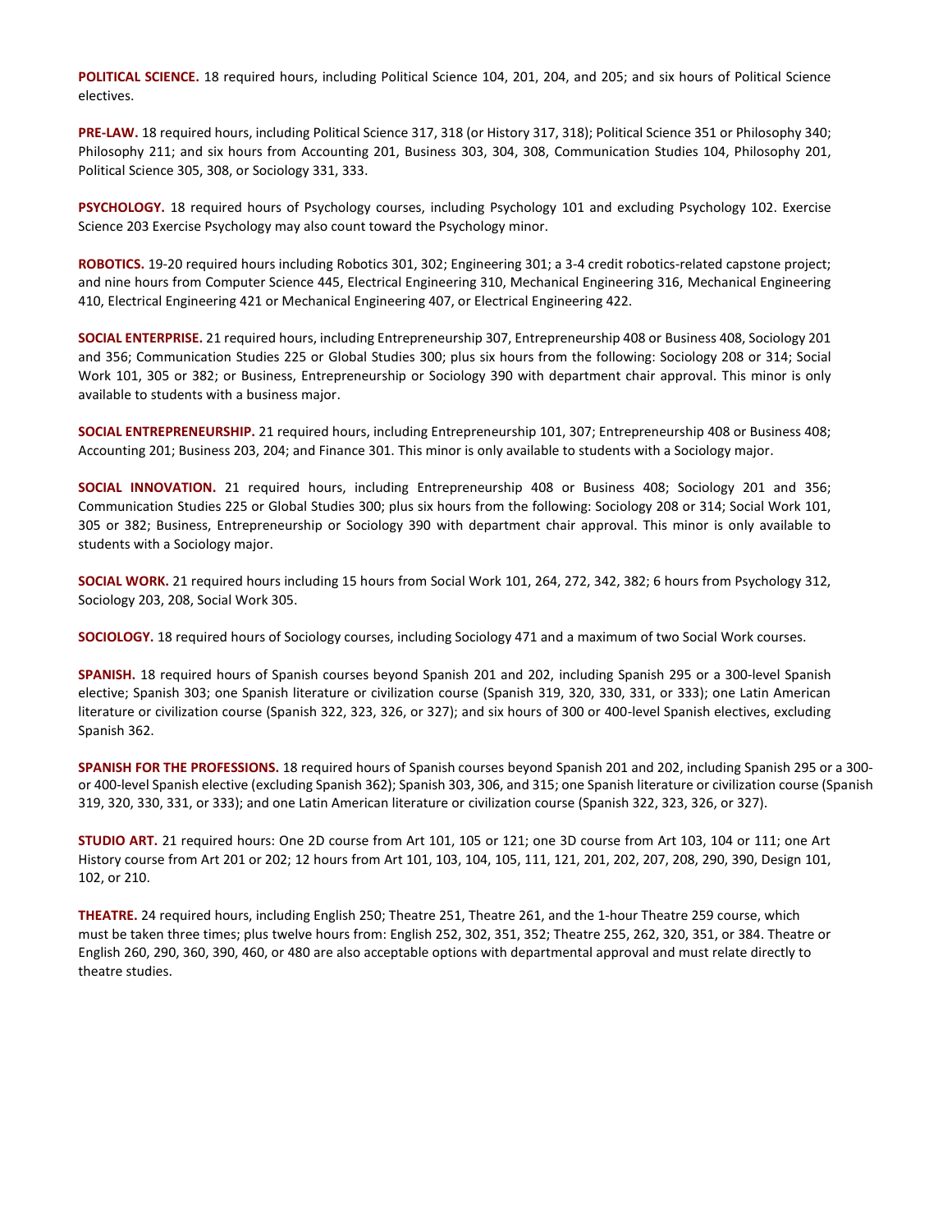**POLITICAL SCIENCE.** 18 required hours, including Political Science 104, 201, 204, and 205; and six hours of Political Science electives.

**PRE-LAW.** 18 required hours, including Political Science 317, 318 (or History 317, 318); Political Science 351 or Philosophy 340; Philosophy 211; and six hours from Accounting 201, Business 303, 304, 308, Communication Studies 104, Philosophy 201, Political Science 305, 308, or Sociology 331, 333.

**PSYCHOLOGY.** 18 required hours of Psychology courses, including Psychology 101 and excluding Psychology 102. Exercise Science 203 Exercise Psychology may also count toward the Psychology minor.

**ROBOTICS.** 19-20 required hours including Robotics 301, 302; Engineering 301; a 3-4 credit robotics-related capstone project; and nine hours from Computer Science 445, Electrical Engineering 310, Mechanical Engineering 316, Mechanical Engineering 410, Electrical Engineering 421 or Mechanical Engineering 407, or Electrical Engineering 422.

**SOCIAL ENTERPRISE.** 21 required hours, including Entrepreneurship 307, Entrepreneurship 408 or Business 408, Sociology 201 and 356; Communication Studies 225 or Global Studies 300; plus six hours from the following: Sociology 208 or 314; Social Work 101, 305 or 382; or Business, Entrepreneurship or Sociology 390 with department chair approval. This minor is only available to students with a business major.

**SOCIAL ENTREPRENEURSHIP.** 21 required hours, including Entrepreneurship 101, 307; Entrepreneurship 408 or Business 408; Accounting 201; Business 203, 204; and Finance 301. This minor is only available to students with a Sociology major.

**SOCIAL INNOVATION.** 21 required hours, including Entrepreneurship 408 or Business 408; Sociology 201 and 356; Communication Studies 225 or Global Studies 300; plus six hours from the following: Sociology 208 or 314; Social Work 101, 305 or 382; Business, Entrepreneurship or Sociology 390 with department chair approval. This minor is only available to students with a Sociology major.

**SOCIAL WORK.** 21 required hours including 15 hours from Social Work 101, 264, 272, 342, 382; 6 hours from Psychology 312, Sociology 203, 208, Social Work 305.

**SOCIOLOGY.** 18 required hours of Sociology courses, including Sociology 471 and a maximum of two Social Work courses.

**SPANISH.** 18 required hours of Spanish courses beyond Spanish 201 and 202, including Spanish 295 or a 300-level Spanish elective; Spanish 303; one Spanish literature or civilization course (Spanish 319, 320, 330, 331, or 333); one Latin American literature or civilization course (Spanish 322, 323, 326, or 327); and six hours of 300 or 400-level Spanish electives, excluding Spanish 362.

**SPANISH FOR THE PROFESSIONS.** 18 required hours of Spanish courses beyond Spanish 201 and 202, including Spanish 295 or a 300- or 400-level Spanish elective (excluding Spanish 362); Spanish 303, 306, and 315; one Spanish literature or civilization course (Spanish 319, 320, 330, 331, or 333); and one Latin American literature or civilization course (Spanish 322, 323, 326, or 327).

**STUDIO ART.** 21 required hours: One 2D course from Art 101, 105 or 121; one 3D course from Art 103, 104 or 111; one Art History course from Art 201 or 202; 12 hours from Art 101, 103, 104, 105, 111, 121, 201, 202, 207, 208, 290, 390, Design 101, 102, or 210.

**THEATRE.** 24 required hours, including English 250; Theatre 251, Theatre 261, and the 1-hour Theatre 259 course, which must be taken three times; plus twelve hours from: English 252, 302, 351, 352; Theatre 255, 262, 320, 351, or 384. Theatre or English 260, 290, 360, 390, 460, or 480 are also acceptable options with departmental approval and must relate directly to theatre studies.